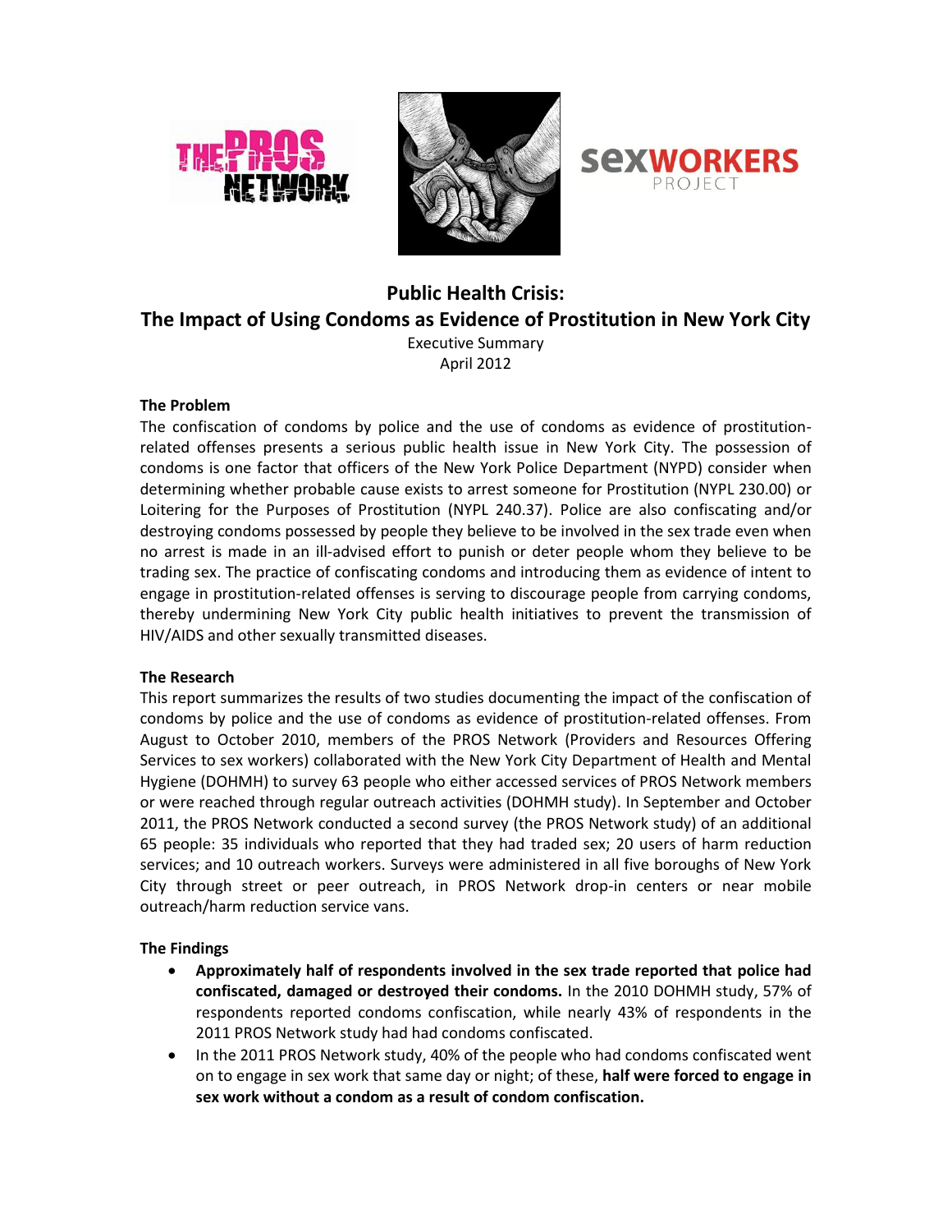# Public Health Crisis:
# The Impact of Using Condoms as Evidence of Prostitution in New York City

Executive Summary
April 2012

### The Problem

The confiscation of condoms by police and the use of condoms as evidence of prostitution-related offenses presents a serious public health issue in New York City. The possession of condoms is one factor that officers of the New York Police Department (NYPD) consider when determining whether probable cause exists to arrest someone for Prostitution (NYPL 230.00) or Loitering for the Purposes of Prostitution (NYPL 240.37). Police are also confiscating and/or destroying condoms possessed by people they believe to be involved in the sex trade even when no arrest is made in an ill-advised effort to punish or deter people whom they believe to be trading sex. The practice of confiscating condoms and introducing them as evidence of intent to engage in prostitution-related offenses is serving to discourage people from carrying condoms, thereby undermining New York City public health initiatives to prevent the transmission of HIV/AIDS and other sexually transmitted diseases.

### The Research

This report summarizes the results of two studies documenting the impact of the confiscation of condoms by police and the use of condoms as evidence of prostitution-related offenses. From August to October 2010, members of the PROS Network (Providers and Resources Offering Services to sex workers) collaborated with the New York City Department of Health and Mental Hygiene (DOHMH) to survey 63 people who either accessed services of PROS Network members or were reached through regular outreach activities (DOHMH study). In September and October 2011, the PROS Network conducted a second survey (the PROS Network study) of an additional 65 people: 35 individuals who reported that they had traded sex; 20 users of harm reduction services; and 10 outreach workers. Surveys were administered in all five boroughs of New York City through street or peer outreach, in PROS Network drop-in centers or near mobile outreach/harm reduction service vans.

### The Findings

- **Approximately half of respondents involved in the sex trade reported that police had confiscated, damaged or destroyed their condoms.** In the 2010 DOHMH study, 57% of respondents reported condoms confiscation, while nearly 43% of respondents in the 2011 PROS Network study had had condoms confiscated.
- In the 2011 PROS Network study, 40% of the people who had condoms confiscated went on to engage in sex work that same day or night; of these, **half were forced to engage in sex work without a condom as a result of condom confiscation.**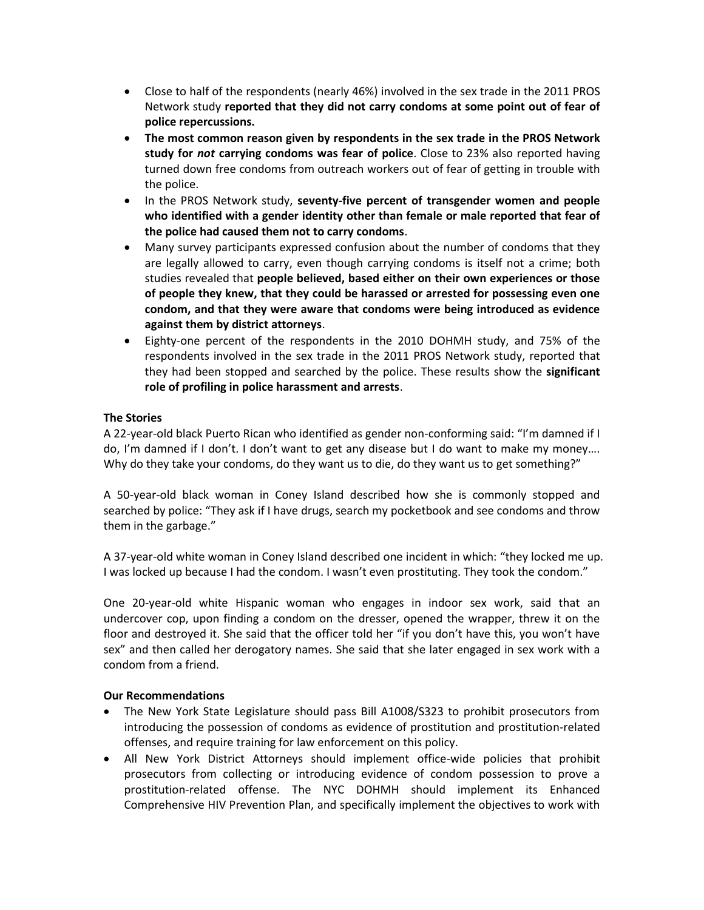- Close to half of the respondents (nearly 46%) involved in the sex trade in the 2011 PROS Network study **reported that they did not carry condoms at some point out of fear of police repercussions.**
- **The most common reason given by respondents in the sex trade in the PROS Network study for *not* carrying condoms was fear of police**. Close to 23% also reported having turned down free condoms from outreach workers out of fear of getting in trouble with the police.
- In the PROS Network study, **seventy-five percent of transgender women and people who identified with a gender identity other than female or male reported that fear of the police had caused them not to carry condoms**.
- Many survey participants expressed confusion about the number of condoms that they are legally allowed to carry, even though carrying condoms is itself not a crime; both studies revealed that **people believed, based either on their own experiences or those of people they knew, that they could be harassed or arrested for possessing even one condom, and that they were aware that condoms were being introduced as evidence against them by district attorneys**.
- Eighty-one percent of the respondents in the 2010 DOHMH study, and 75% of the respondents involved in the sex trade in the 2011 PROS Network study, reported that they had been stopped and searched by the police. These results show the **significant role of profiling in police harassment and arrests**.

**The Stories**

A 22-year-old black Puerto Rican who identified as gender non-conforming said: "I'm damned if I do, I'm damned if I don't. I don't want to get any disease but I do want to make my money…. Why do they take your condoms, do they want us to die, do they want us to get something?"

A 50-year-old black woman in Coney Island described how she is commonly stopped and searched by police: "They ask if I have drugs, search my pocketbook and see condoms and throw them in the garbage."

A 37-year-old white woman in Coney Island described one incident in which: "they locked me up. I was locked up because I had the condom. I wasn't even prostituting. They took the condom."

One 20-year-old white Hispanic woman who engages in indoor sex work, said that an undercover cop, upon finding a condom on the dresser, opened the wrapper, threw it on the floor and destroyed it. She said that the officer told her "if you don't have this, you won't have sex" and then called her derogatory names. She said that she later engaged in sex work with a condom from a friend.

**Our Recommendations**

- The New York State Legislature should pass Bill A1008/S323 to prohibit prosecutors from introducing the possession of condoms as evidence of prostitution and prostitution-related offenses, and require training for law enforcement on this policy.
- All New York District Attorneys should implement office-wide policies that prohibit prosecutors from collecting or introducing evidence of condom possession to prove a prostitution-related offense. The NYC DOHMH should implement its Enhanced Comprehensive HIV Prevention Plan, and specifically implement the objectives to work with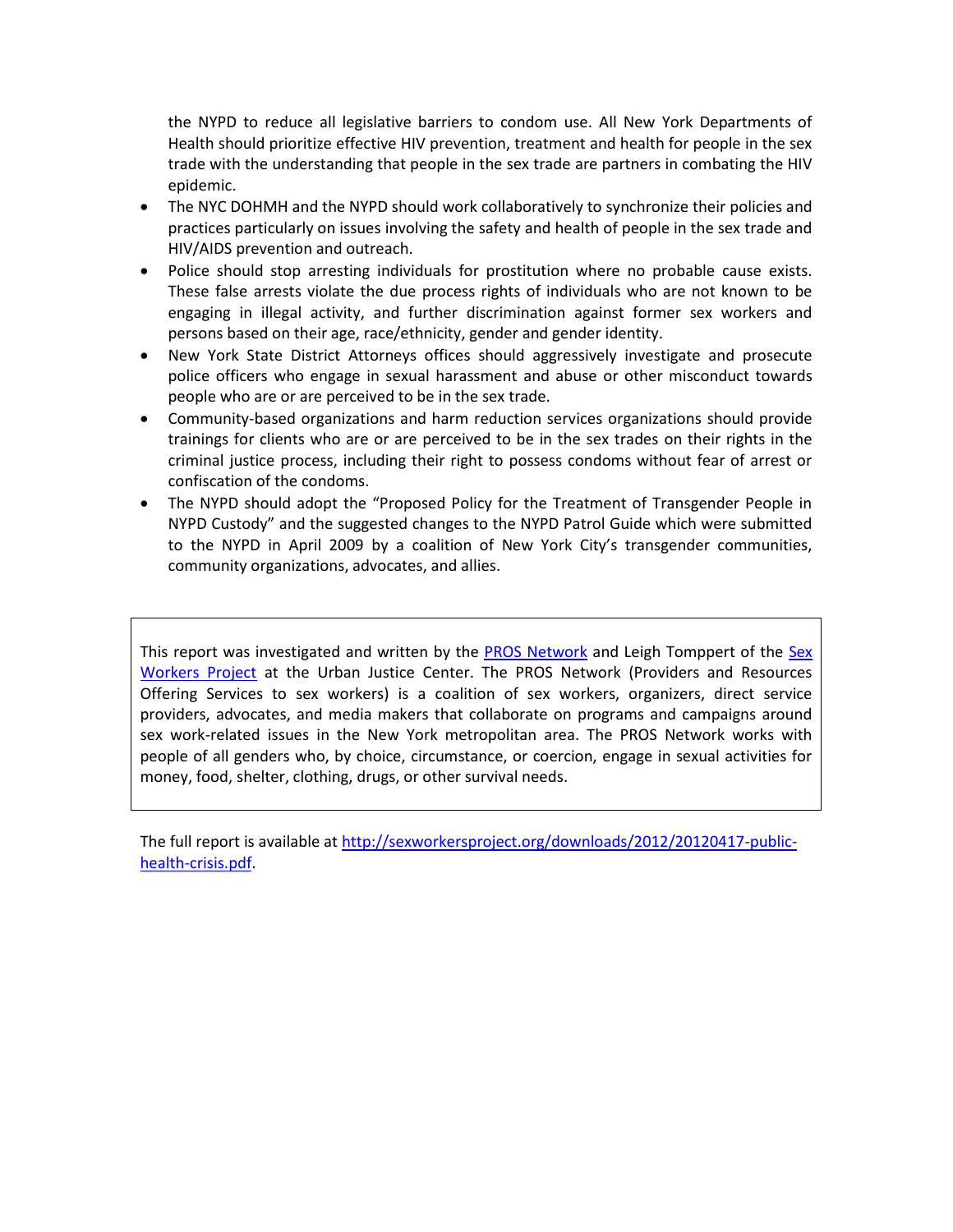the NYPD to reduce all legislative barriers to condom use. All New York Departments of Health should prioritize effective HIV prevention, treatment and health for people in the sex trade with the understanding that people in the sex trade are partners in combating the HIV epidemic.

- The NYC DOHMH and the NYPD should work collaboratively to synchronize their policies and practices particularly on issues involving the safety and health of people in the sex trade and HIV/AIDS prevention and outreach.
- Police should stop arresting individuals for prostitution where no probable cause exists. These false arrests violate the due process rights of individuals who are not known to be engaging in illegal activity, and further discrimination against former sex workers and persons based on their age, race/ethnicity, gender and gender identity.
- New York State District Attorneys offices should aggressively investigate and prosecute police officers who engage in sexual harassment and abuse or other misconduct towards people who are or are perceived to be in the sex trade.
- Community-based organizations and harm reduction services organizations should provide trainings for clients who are or are perceived to be in the sex trades on their rights in the criminal justice process, including their right to possess condoms without fear of arrest or confiscation of the condoms.
- The NYPD should adopt the "Proposed Policy for the Treatment of Transgender People in NYPD Custody" and the suggested changes to the NYPD Patrol Guide which were submitted to the NYPD in April 2009 by a coalition of New York City's transgender communities, community organizations, advocates, and allies.

This report was investigated and written by the PROS Network and Leigh Tomppert of the Sex Workers Project at the Urban Justice Center. The PROS Network (Providers and Resources Offering Services to sex workers) is a coalition of sex workers, organizers, direct service providers, advocates, and media makers that collaborate on programs and campaigns around sex work-related issues in the New York metropolitan area. The PROS Network works with people of all genders who, by choice, circumstance, or coercion, engage in sexual activities for money, food, shelter, clothing, drugs, or other survival needs.

The full report is available at http://sexworkersproject.org/downloads/2012/20120417-public-health-crisis.pdf.